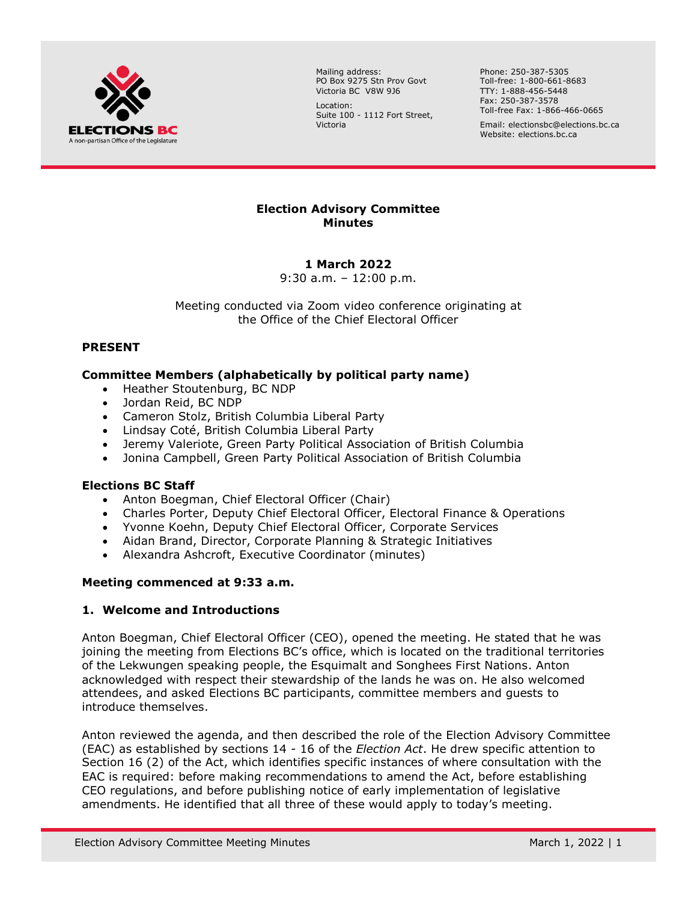ELECTIONS BC
A non-partisan Office of the Legislature

Mailing address:
PO Box 9275 Stn Prov Govt
Victoria BC V8W 9J6

Location:
Suite 100 - 1112 Fort Street,
Victoria

Phone: 250-387-5305
Toll-free: 1-800-661-8683
TTY: 1-888-456-5448
Fax: 250-387-3578
Toll-free Fax: 1-866-466-0665

Email: electionsbc@elections.bc.ca
Website: elections.bc.ca

# Election Advisory Committee Minutes

**1 March 2022**
9:30 a.m. – 12:00 p.m.

Meeting conducted via Zoom video conference originating at the Office of the Chief Electoral Officer

## PRESENT

### Committee Members (alphabetically by political party name)

- Heather Stoutenburg, BC NDP
- Jordan Reid, BC NDP
- Cameron Stolz, British Columbia Liberal Party
- Lindsay Coté, British Columbia Liberal Party
- Jeremy Valeriote, Green Party Political Association of British Columbia
- Jonina Campbell, Green Party Political Association of British Columbia

### Elections BC Staff

- Anton Boegman, Chief Electoral Officer (Chair)
- Charles Porter, Deputy Chief Electoral Officer, Electoral Finance & Operations
- Yvonne Koehn, Deputy Chief Electoral Officer, Corporate Services
- Aidan Brand, Director, Corporate Planning & Strategic Initiatives
- Alexandra Ashcroft, Executive Coordinator (minutes)

**Meeting commenced at 9:33 a.m.**

### 1. Welcome and Introductions

Anton Boegman, Chief Electoral Officer (CEO), opened the meeting. He stated that he was joining the meeting from Elections BC's office, which is located on the traditional territories of the Lekwungen speaking people, the Esquimalt and Songhees First Nations. Anton acknowledged with respect their stewardship of the lands he was on. He also welcomed attendees, and asked Elections BC participants, committee members and guests to introduce themselves.

Anton reviewed the agenda, and then described the role of the Election Advisory Committee (EAC) as established by sections 14 - 16 of the *Election Act*. He drew specific attention to Section 16 (2) of the Act, which identifies specific instances of where consultation with the EAC is required: before making recommendations to amend the Act, before establishing CEO regulations, and before publishing notice of early implementation of legislative amendments. He identified that all three of these would apply to today's meeting.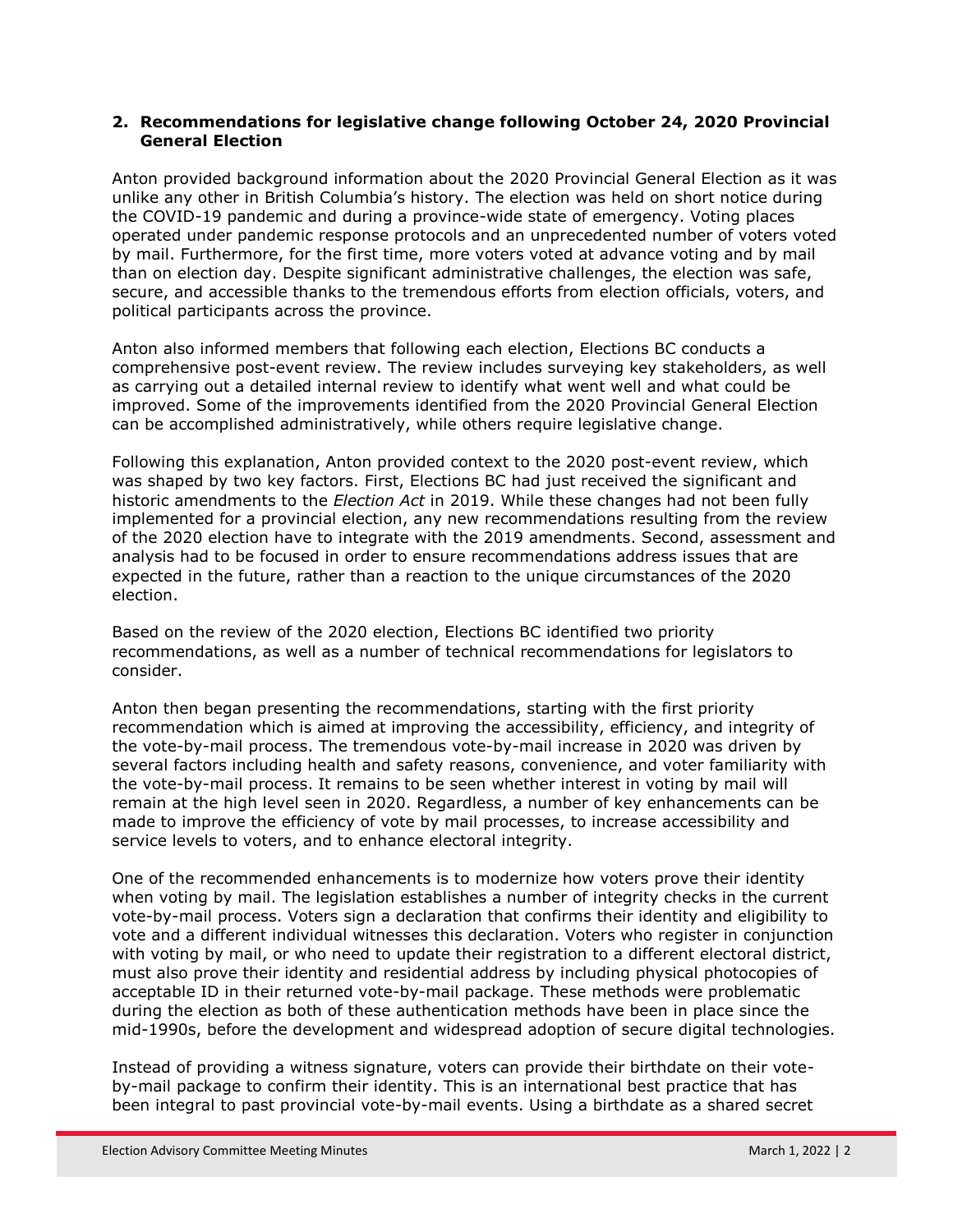**2. Recommendations for legislative change following October 24, 2020 Provincial General Election**

Anton provided background information about the 2020 Provincial General Election as it was unlike any other in British Columbia's history. The election was held on short notice during the COVID-19 pandemic and during a province-wide state of emergency. Voting places operated under pandemic response protocols and an unprecedented number of voters voted by mail. Furthermore, for the first time, more voters voted at advance voting and by mail than on election day. Despite significant administrative challenges, the election was safe, secure, and accessible thanks to the tremendous efforts from election officials, voters, and political participants across the province.

Anton also informed members that following each election, Elections BC conducts a comprehensive post-event review. The review includes surveying key stakeholders, as well as carrying out a detailed internal review to identify what went well and what could be improved. Some of the improvements identified from the 2020 Provincial General Election can be accomplished administratively, while others require legislative change.

Following this explanation, Anton provided context to the 2020 post-event review, which was shaped by two key factors. First, Elections BC had just received the significant and historic amendments to the *Election Act* in 2019. While these changes had not been fully implemented for a provincial election, any new recommendations resulting from the review of the 2020 election have to integrate with the 2019 amendments. Second, assessment and analysis had to be focused in order to ensure recommendations address issues that are expected in the future, rather than a reaction to the unique circumstances of the 2020 election.

Based on the review of the 2020 election, Elections BC identified two priority recommendations, as well as a number of technical recommendations for legislators to consider.

Anton then began presenting the recommendations, starting with the first priority recommendation which is aimed at improving the accessibility, efficiency, and integrity of the vote-by-mail process. The tremendous vote-by-mail increase in 2020 was driven by several factors including health and safety reasons, convenience, and voter familiarity with the vote-by-mail process. It remains to be seen whether interest in voting by mail will remain at the high level seen in 2020. Regardless, a number of key enhancements can be made to improve the efficiency of vote by mail processes, to increase accessibility and service levels to voters, and to enhance electoral integrity.

One of the recommended enhancements is to modernize how voters prove their identity when voting by mail. The legislation establishes a number of integrity checks in the current vote-by-mail process. Voters sign a declaration that confirms their identity and eligibility to vote and a different individual witnesses this declaration. Voters who register in conjunction with voting by mail, or who need to update their registration to a different electoral district, must also prove their identity and residential address by including physical photocopies of acceptable ID in their returned vote-by-mail package. These methods were problematic during the election as both of these authentication methods have been in place since the mid-1990s, before the development and widespread adoption of secure digital technologies.

Instead of providing a witness signature, voters can provide their birthdate on their vote-by-mail package to confirm their identity. This is an international best practice that has been integral to past provincial vote-by-mail events. Using a birthdate as a shared secret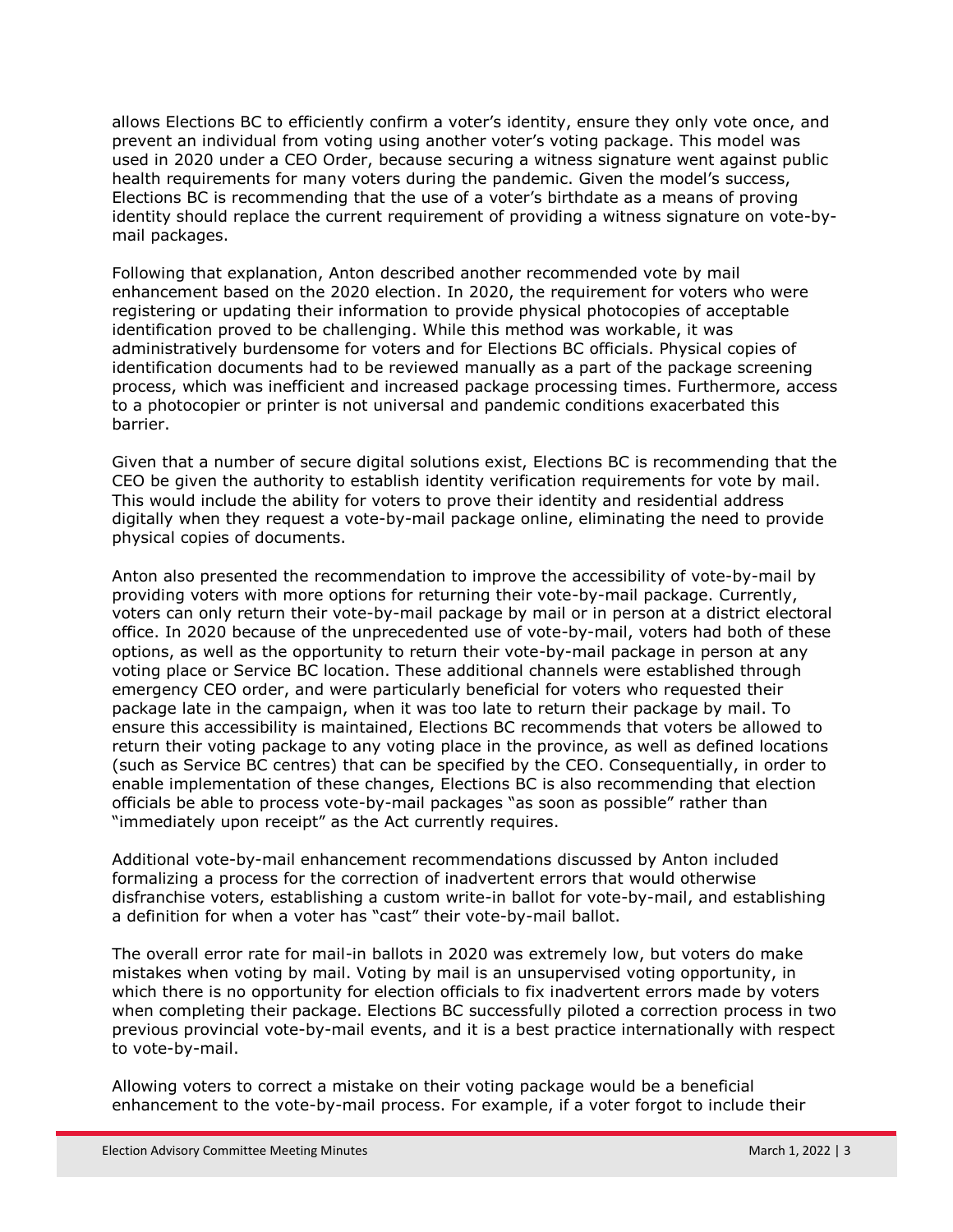allows Elections BC to efficiently confirm a voter's identity, ensure they only vote once, and prevent an individual from voting using another voter's voting package. This model was used in 2020 under a CEO Order, because securing a witness signature went against public health requirements for many voters during the pandemic. Given the model's success, Elections BC is recommending that the use of a voter's birthdate as a means of proving identity should replace the current requirement of providing a witness signature on vote-by-mail packages.

Following that explanation, Anton described another recommended vote by mail enhancement based on the 2020 election. In 2020, the requirement for voters who were registering or updating their information to provide physical photocopies of acceptable identification proved to be challenging. While this method was workable, it was administratively burdensome for voters and for Elections BC officials. Physical copies of identification documents had to be reviewed manually as a part of the package screening process, which was inefficient and increased package processing times. Furthermore, access to a photocopier or printer is not universal and pandemic conditions exacerbated this barrier.

Given that a number of secure digital solutions exist, Elections BC is recommending that the CEO be given the authority to establish identity verification requirements for vote by mail. This would include the ability for voters to prove their identity and residential address digitally when they request a vote-by-mail package online, eliminating the need to provide physical copies of documents.

Anton also presented the recommendation to improve the accessibility of vote-by-mail by providing voters with more options for returning their vote-by-mail package. Currently, voters can only return their vote-by-mail package by mail or in person at a district electoral office. In 2020 because of the unprecedented use of vote-by-mail, voters had both of these options, as well as the opportunity to return their vote-by-mail package in person at any voting place or Service BC location. These additional channels were established through emergency CEO order, and were particularly beneficial for voters who requested their package late in the campaign, when it was too late to return their package by mail. To ensure this accessibility is maintained, Elections BC recommends that voters be allowed to return their voting package to any voting place in the province, as well as defined locations (such as Service BC centres) that can be specified by the CEO. Consequentially, in order to enable implementation of these changes, Elections BC is also recommending that election officials be able to process vote-by-mail packages "as soon as possible" rather than "immediately upon receipt" as the Act currently requires.

Additional vote-by-mail enhancement recommendations discussed by Anton included formalizing a process for the correction of inadvertent errors that would otherwise disfranchise voters, establishing a custom write-in ballot for vote-by-mail, and establishing a definition for when a voter has "cast" their vote-by-mail ballot.

The overall error rate for mail-in ballots in 2020 was extremely low, but voters do make mistakes when voting by mail. Voting by mail is an unsupervised voting opportunity, in which there is no opportunity for election officials to fix inadvertent errors made by voters when completing their package. Elections BC successfully piloted a correction process in two previous provincial vote-by-mail events, and it is a best practice internationally with respect to vote-by-mail.

Allowing voters to correct a mistake on their voting package would be a beneficial enhancement to the vote-by-mail process. For example, if a voter forgot to include their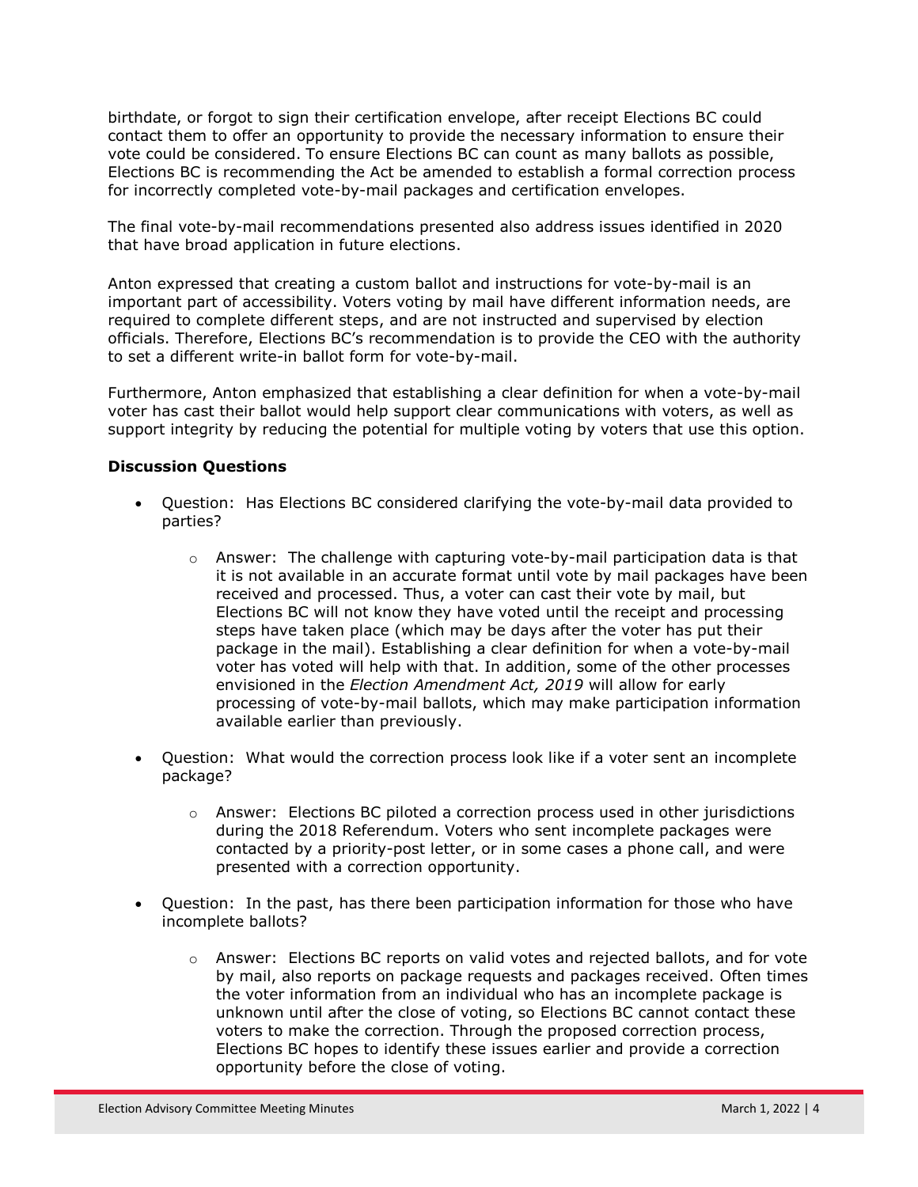birthdate, or forgot to sign their certification envelope, after receipt Elections BC could contact them to offer an opportunity to provide the necessary information to ensure their vote could be considered. To ensure Elections BC can count as many ballots as possible, Elections BC is recommending the Act be amended to establish a formal correction process for incorrectly completed vote-by-mail packages and certification envelopes.

The final vote-by-mail recommendations presented also address issues identified in 2020 that have broad application in future elections.

Anton expressed that creating a custom ballot and instructions for vote-by-mail is an important part of accessibility. Voters voting by mail have different information needs, are required to complete different steps, and are not instructed and supervised by election officials. Therefore, Elections BC's recommendation is to provide the CEO with the authority to set a different write-in ballot form for vote-by-mail.

Furthermore, Anton emphasized that establishing a clear definition for when a vote-by-mail voter has cast their ballot would help support clear communications with voters, as well as support integrity by reducing the potential for multiple voting by voters that use this option.

**Discussion Questions**

- Question: Has Elections BC considered clarifying the vote-by-mail data provided to parties?
  - Answer: The challenge with capturing vote-by-mail participation data is that it is not available in an accurate format until vote by mail packages have been received and processed. Thus, a voter can cast their vote by mail, but Elections BC will not know they have voted until the receipt and processing steps have taken place (which may be days after the voter has put their package in the mail). Establishing a clear definition for when a vote-by-mail voter has voted will help with that. In addition, some of the other processes envisioned in the *Election Amendment Act, 2019* will allow for early processing of vote-by-mail ballots, which may make participation information available earlier than previously.
- Question: What would the correction process look like if a voter sent an incomplete package?
  - Answer: Elections BC piloted a correction process used in other jurisdictions during the 2018 Referendum. Voters who sent incomplete packages were contacted by a priority-post letter, or in some cases a phone call, and were presented with a correction opportunity.
- Question: In the past, has there been participation information for those who have incomplete ballots?
  - Answer: Elections BC reports on valid votes and rejected ballots, and for vote by mail, also reports on package requests and packages received. Often times the voter information from an individual who has an incomplete package is unknown until after the close of voting, so Elections BC cannot contact these voters to make the correction. Through the proposed correction process, Elections BC hopes to identify these issues earlier and provide a correction opportunity before the close of voting.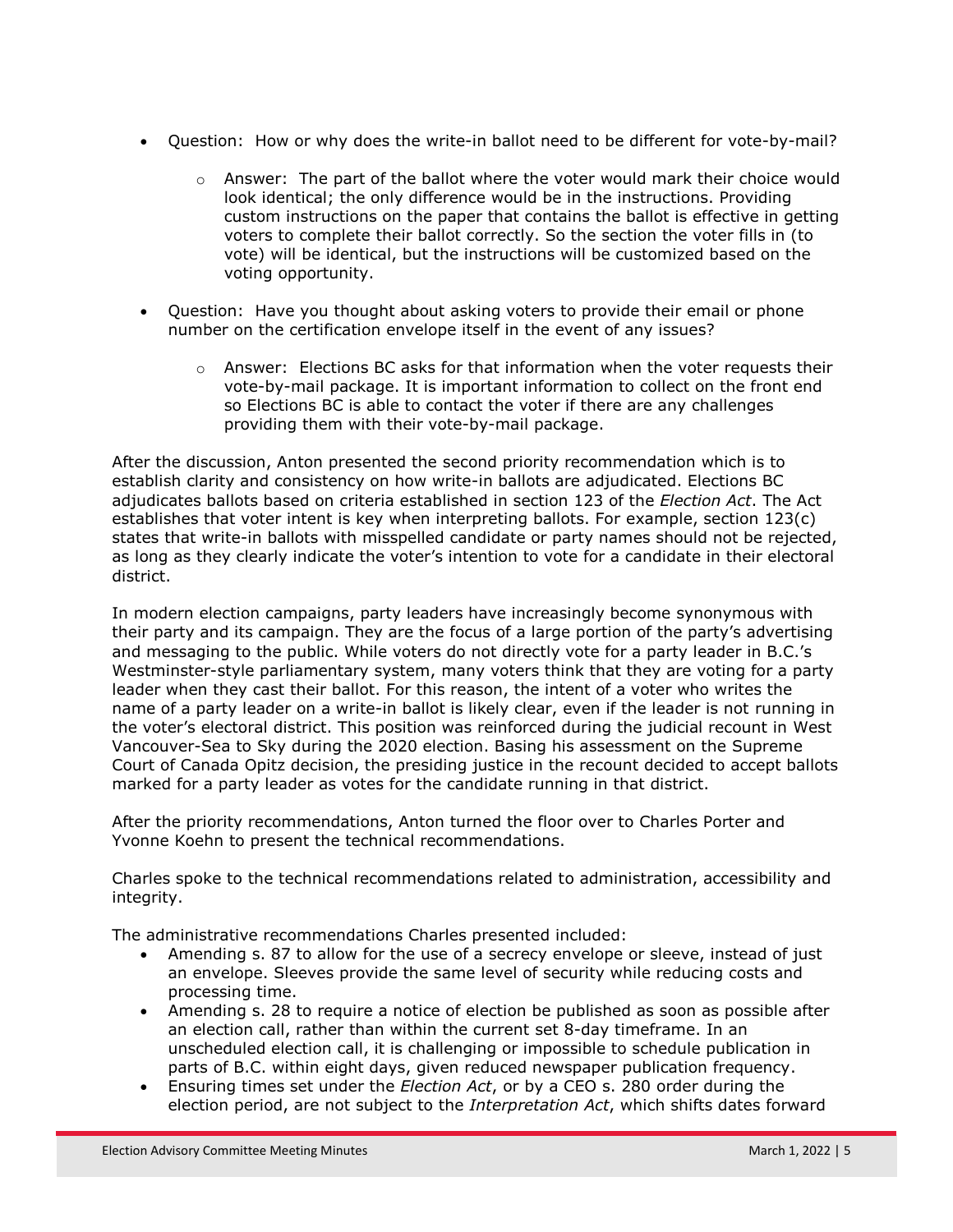- Question: How or why does the write-in ballot need to be different for vote-by-mail?
  - Answer: The part of the ballot where the voter would mark their choice would look identical; the only difference would be in the instructions. Providing custom instructions on the paper that contains the ballot is effective in getting voters to complete their ballot correctly. So the section the voter fills in (to vote) will be identical, but the instructions will be customized based on the voting opportunity.
- Question: Have you thought about asking voters to provide their email or phone number on the certification envelope itself in the event of any issues?
  - Answer: Elections BC asks for that information when the voter requests their vote-by-mail package. It is important information to collect on the front end so Elections BC is able to contact the voter if there are any challenges providing them with their vote-by-mail package.

After the discussion, Anton presented the second priority recommendation which is to establish clarity and consistency on how write-in ballots are adjudicated. Elections BC adjudicates ballots based on criteria established in section 123 of the *Election Act*. The Act establishes that voter intent is key when interpreting ballots. For example, section 123(c) states that write-in ballots with misspelled candidate or party names should not be rejected, as long as they clearly indicate the voter's intention to vote for a candidate in their electoral district.

In modern election campaigns, party leaders have increasingly become synonymous with their party and its campaign. They are the focus of a large portion of the party's advertising and messaging to the public. While voters do not directly vote for a party leader in B.C.'s Westminster-style parliamentary system, many voters think that they are voting for a party leader when they cast their ballot. For this reason, the intent of a voter who writes the name of a party leader on a write-in ballot is likely clear, even if the leader is not running in the voter's electoral district. This position was reinforced during the judicial recount in West Vancouver-Sea to Sky during the 2020 election. Basing his assessment on the Supreme Court of Canada Opitz decision, the presiding justice in the recount decided to accept ballots marked for a party leader as votes for the candidate running in that district.

After the priority recommendations, Anton turned the floor over to Charles Porter and Yvonne Koehn to present the technical recommendations.

Charles spoke to the technical recommendations related to administration, accessibility and integrity.

The administrative recommendations Charles presented included:

- Amending s. 87 to allow for the use of a secrecy envelope or sleeve, instead of just an envelope. Sleeves provide the same level of security while reducing costs and processing time.
- Amending s. 28 to require a notice of election be published as soon as possible after an election call, rather than within the current set 8-day timeframe. In an unscheduled election call, it is challenging or impossible to schedule publication in parts of B.C. within eight days, given reduced newspaper publication frequency.
- Ensuring times set under the *Election Act*, or by a CEO s. 280 order during the election period, are not subject to the *Interpretation Act*, which shifts dates forward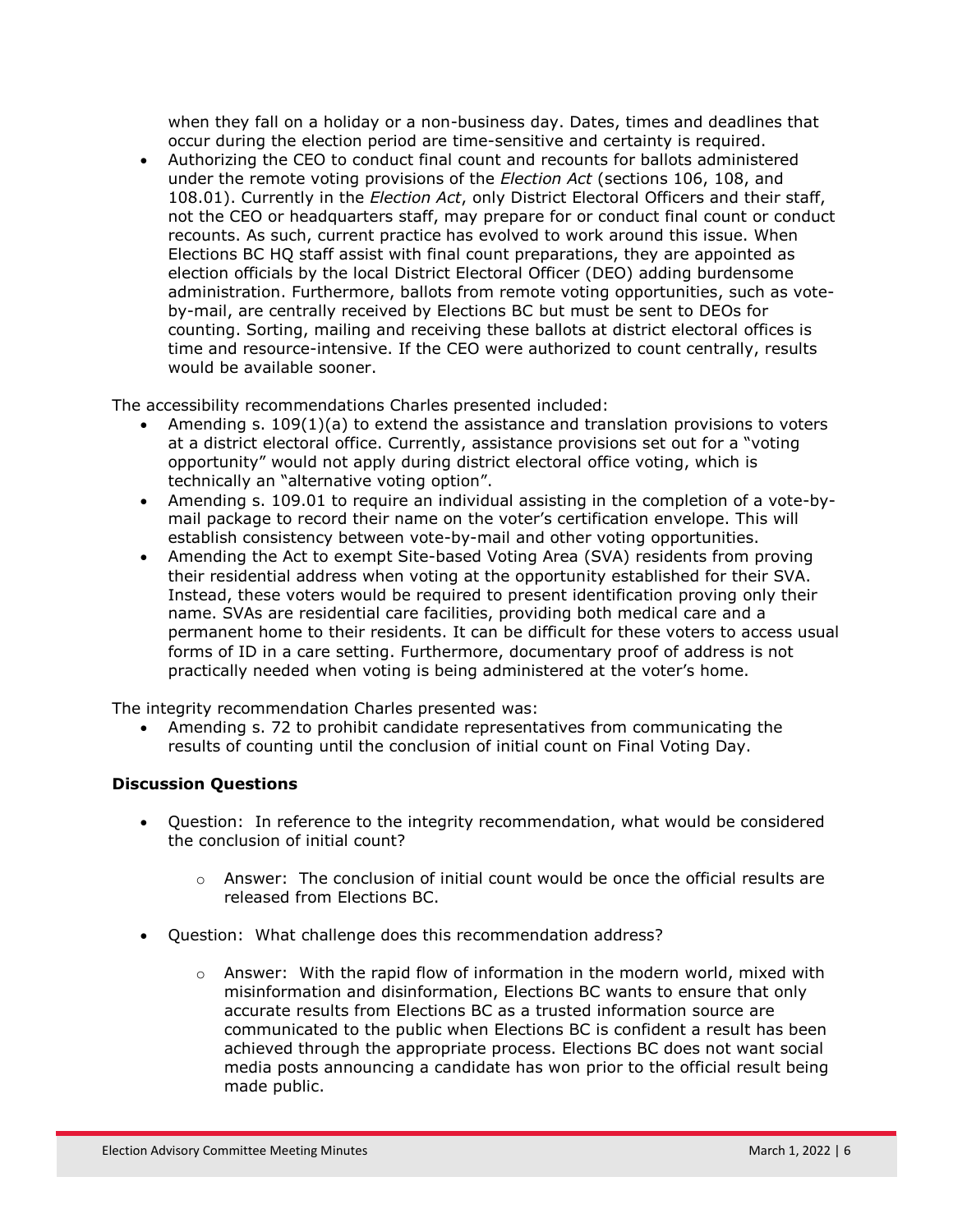when they fall on a holiday or a non-business day. Dates, times and deadlines that occur during the election period are time-sensitive and certainty is required.

- Authorizing the CEO to conduct final count and recounts for ballots administered under the remote voting provisions of the *Election Act* (sections 106, 108, and 108.01). Currently in the *Election Act*, only District Electoral Officers and their staff, not the CEO or headquarters staff, may prepare for or conduct final count or conduct recounts. As such, current practice has evolved to work around this issue. When Elections BC HQ staff assist with final count preparations, they are appointed as election officials by the local District Electoral Officer (DEO) adding burdensome administration. Furthermore, ballots from remote voting opportunities, such as vote-by-mail, are centrally received by Elections BC but must be sent to DEOs for counting. Sorting, mailing and receiving these ballots at district electoral offices is time and resource-intensive. If the CEO were authorized to count centrally, results would be available sooner.

The accessibility recommendations Charles presented included:

- Amending s. 109(1)(a) to extend the assistance and translation provisions to voters at a district electoral office. Currently, assistance provisions set out for a "voting opportunity" would not apply during district electoral office voting, which is technically an "alternative voting option".
- Amending s. 109.01 to require an individual assisting in the completion of a vote-by-mail package to record their name on the voter's certification envelope. This will establish consistency between vote-by-mail and other voting opportunities.
- Amending the Act to exempt Site-based Voting Area (SVA) residents from proving their residential address when voting at the opportunity established for their SVA. Instead, these voters would be required to present identification proving only their name. SVAs are residential care facilities, providing both medical care and a permanent home to their residents. It can be difficult for these voters to access usual forms of ID in a care setting. Furthermore, documentary proof of address is not practically needed when voting is being administered at the voter's home.

The integrity recommendation Charles presented was:

- Amending s. 72 to prohibit candidate representatives from communicating the results of counting until the conclusion of initial count on Final Voting Day.

### Discussion Questions

- Question: In reference to the integrity recommendation, what would be considered the conclusion of initial count?
  - Answer: The conclusion of initial count would be once the official results are released from Elections BC.
- Question: What challenge does this recommendation address?
  - Answer: With the rapid flow of information in the modern world, mixed with misinformation and disinformation, Elections BC wants to ensure that only accurate results from Elections BC as a trusted information source are communicated to the public when Elections BC is confident a result has been achieved through the appropriate process. Elections BC does not want social media posts announcing a candidate has won prior to the official result being made public.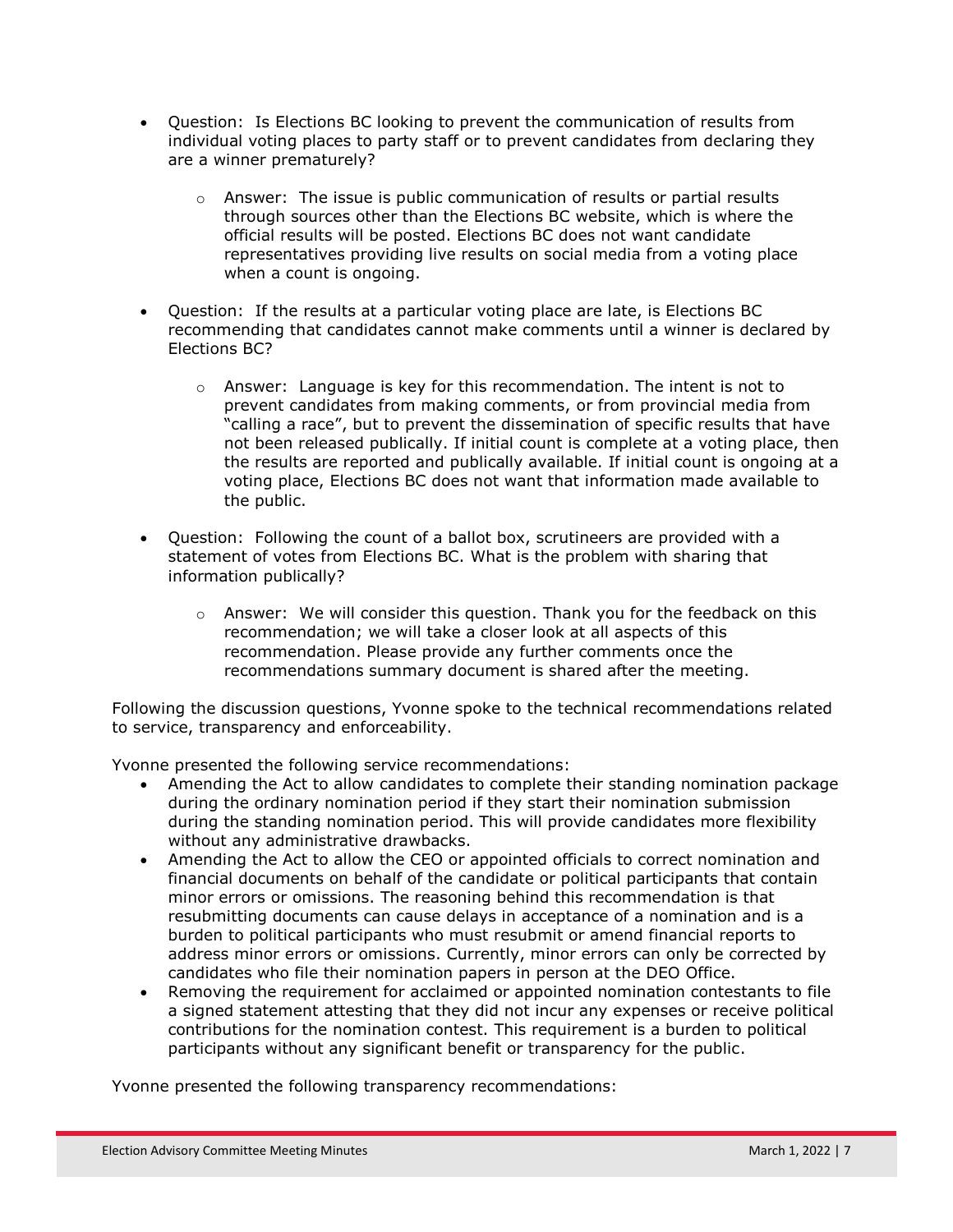- Question: Is Elections BC looking to prevent the communication of results from individual voting places to party staff or to prevent candidates from declaring they are a winner prematurely?
    - Answer: The issue is public communication of results or partial results through sources other than the Elections BC website, which is where the official results will be posted. Elections BC does not want candidate representatives providing live results on social media from a voting place when a count is ongoing.
- Question: If the results at a particular voting place are late, is Elections BC recommending that candidates cannot make comments until a winner is declared by Elections BC?
    - Answer: Language is key for this recommendation. The intent is not to prevent candidates from making comments, or from provincial media from "calling a race", but to prevent the dissemination of specific results that have not been released publically. If initial count is complete at a voting place, then the results are reported and publically available. If initial count is ongoing at a voting place, Elections BC does not want that information made available to the public.
- Question: Following the count of a ballot box, scrutineers are provided with a statement of votes from Elections BC. What is the problem with sharing that information publically?
    - Answer: We will consider this question. Thank you for the feedback on this recommendation; we will take a closer look at all aspects of this recommendation. Please provide any further comments once the recommendations summary document is shared after the meeting.

Following the discussion questions, Yvonne spoke to the technical recommendations related to service, transparency and enforceability.

Yvonne presented the following service recommendations:

- Amending the Act to allow candidates to complete their standing nomination package during the ordinary nomination period if they start their nomination submission during the standing nomination period. This will provide candidates more flexibility without any administrative drawbacks.
- Amending the Act to allow the CEO or appointed officials to correct nomination and financial documents on behalf of the candidate or political participants that contain minor errors or omissions. The reasoning behind this recommendation is that resubmitting documents can cause delays in acceptance of a nomination and is a burden to political participants who must resubmit or amend financial reports to address minor errors or omissions. Currently, minor errors can only be corrected by candidates who file their nomination papers in person at the DEO Office.
- Removing the requirement for acclaimed or appointed nomination contestants to file a signed statement attesting that they did not incur any expenses or receive political contributions for the nomination contest. This requirement is a burden to political participants without any significant benefit or transparency for the public.

Yvonne presented the following transparency recommendations: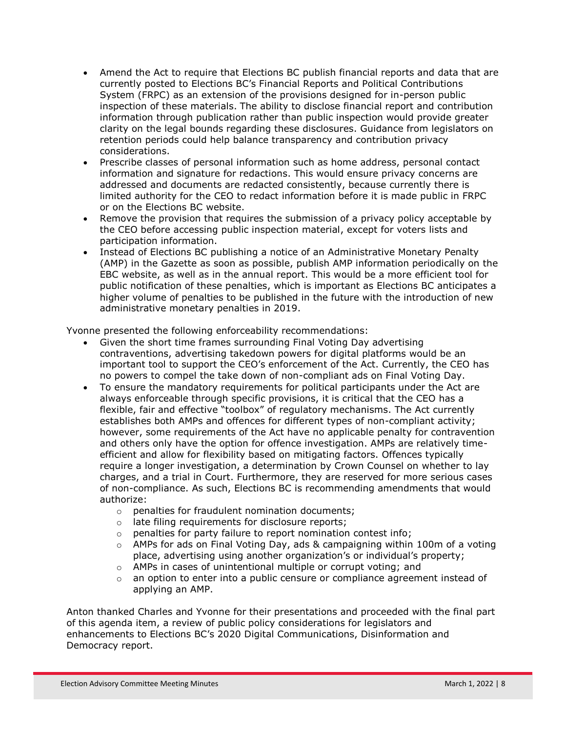- Amend the Act to require that Elections BC publish financial reports and data that are currently posted to Elections BC's Financial Reports and Political Contributions System (FRPC) as an extension of the provisions designed for in-person public inspection of these materials. The ability to disclose financial report and contribution information through publication rather than public inspection would provide greater clarity on the legal bounds regarding these disclosures. Guidance from legislators on retention periods could help balance transparency and contribution privacy considerations.
- Prescribe classes of personal information such as home address, personal contact information and signature for redactions. This would ensure privacy concerns are addressed and documents are redacted consistently, because currently there is limited authority for the CEO to redact information before it is made public in FRPC or on the Elections BC website.
- Remove the provision that requires the submission of a privacy policy acceptable by the CEO before accessing public inspection material, except for voters lists and participation information.
- Instead of Elections BC publishing a notice of an Administrative Monetary Penalty (AMP) in the Gazette as soon as possible, publish AMP information periodically on the EBC website, as well as in the annual report. This would be a more efficient tool for public notification of these penalties, which is important as Elections BC anticipates a higher volume of penalties to be published in the future with the introduction of new administrative monetary penalties in 2019.

Yvonne presented the following enforceability recommendations:

- Given the short time frames surrounding Final Voting Day advertising contraventions, advertising takedown powers for digital platforms would be an important tool to support the CEO's enforcement of the Act. Currently, the CEO has no powers to compel the take down of non-compliant ads on Final Voting Day.
- To ensure the mandatory requirements for political participants under the Act are always enforceable through specific provisions, it is critical that the CEO has a flexible, fair and effective "toolbox" of regulatory mechanisms. The Act currently establishes both AMPs and offences for different types of non-compliant activity; however, some requirements of the Act have no applicable penalty for contravention and others only have the option for offence investigation. AMPs are relatively time-efficient and allow for flexibility based on mitigating factors. Offences typically require a longer investigation, a determination by Crown Counsel on whether to lay charges, and a trial in Court. Furthermore, they are reserved for more serious cases of non-compliance. As such, Elections BC is recommending amendments that would authorize:
    - penalties for fraudulent nomination documents;
    - late filing requirements for disclosure reports;
    - penalties for party failure to report nomination contest info;
    - AMPs for ads on Final Voting Day, ads & campaigning within 100m of a voting place, advertising using another organization's or individual's property;
    - AMPs in cases of unintentional multiple or corrupt voting; and
    - an option to enter into a public censure or compliance agreement instead of applying an AMP.

Anton thanked Charles and Yvonne for their presentations and proceeded with the final part of this agenda item, a review of public policy considerations for legislators and enhancements to Elections BC's 2020 Digital Communications, Disinformation and Democracy report.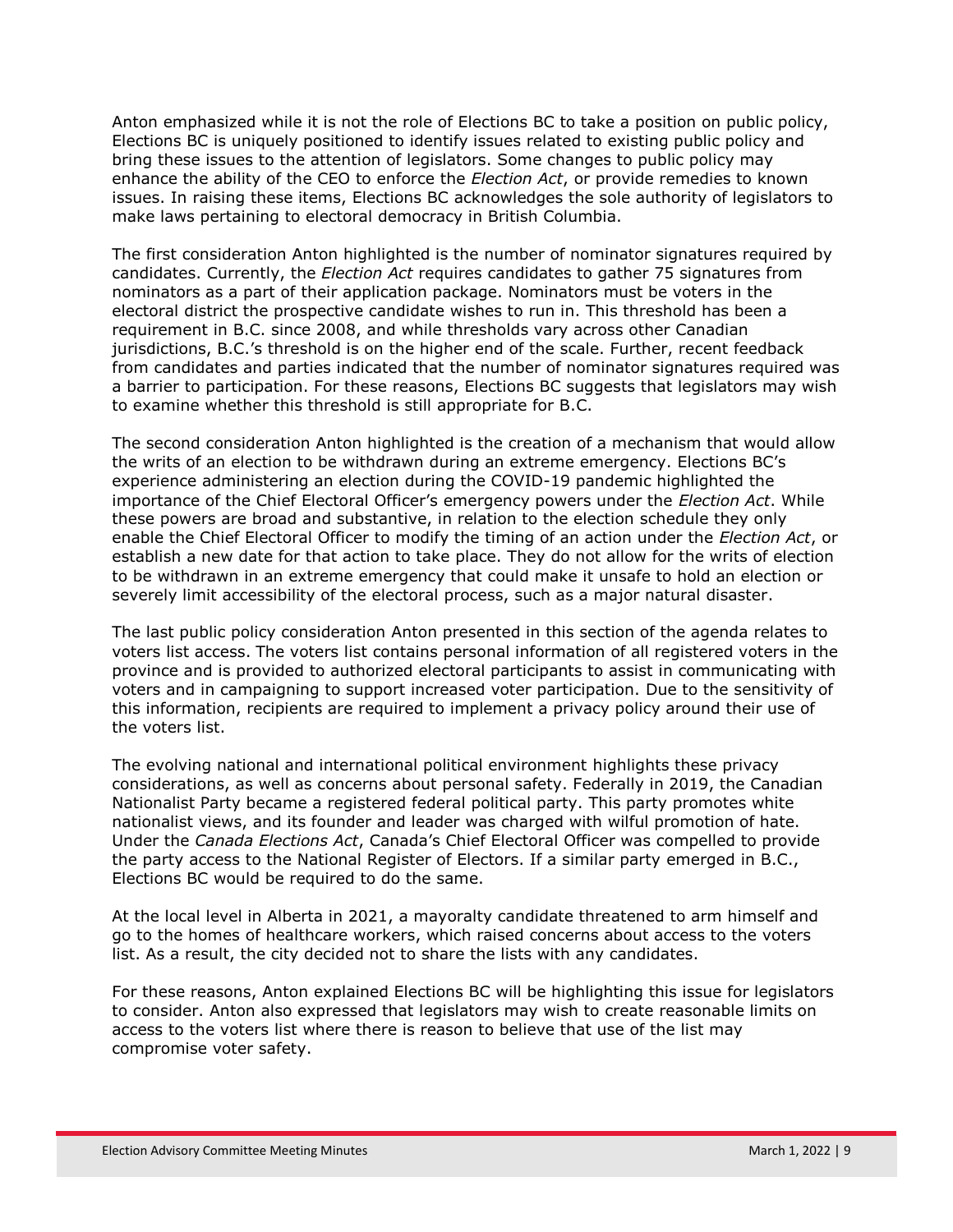Anton emphasized while it is not the role of Elections BC to take a position on public policy, Elections BC is uniquely positioned to identify issues related to existing public policy and bring these issues to the attention of legislators. Some changes to public policy may enhance the ability of the CEO to enforce the *Election Act*, or provide remedies to known issues. In raising these items, Elections BC acknowledges the sole authority of legislators to make laws pertaining to electoral democracy in British Columbia.

The first consideration Anton highlighted is the number of nominator signatures required by candidates. Currently, the *Election Act* requires candidates to gather 75 signatures from nominators as a part of their application package. Nominators must be voters in the electoral district the prospective candidate wishes to run in. This threshold has been a requirement in B.C. since 2008, and while thresholds vary across other Canadian jurisdictions, B.C.'s threshold is on the higher end of the scale. Further, recent feedback from candidates and parties indicated that the number of nominator signatures required was a barrier to participation. For these reasons, Elections BC suggests that legislators may wish to examine whether this threshold is still appropriate for B.C.

The second consideration Anton highlighted is the creation of a mechanism that would allow the writs of an election to be withdrawn during an extreme emergency. Elections BC's experience administering an election during the COVID-19 pandemic highlighted the importance of the Chief Electoral Officer's emergency powers under the *Election Act*. While these powers are broad and substantive, in relation to the election schedule they only enable the Chief Electoral Officer to modify the timing of an action under the *Election Act*, or establish a new date for that action to take place. They do not allow for the writs of election to be withdrawn in an extreme emergency that could make it unsafe to hold an election or severely limit accessibility of the electoral process, such as a major natural disaster.

The last public policy consideration Anton presented in this section of the agenda relates to voters list access. The voters list contains personal information of all registered voters in the province and is provided to authorized electoral participants to assist in communicating with voters and in campaigning to support increased voter participation. Due to the sensitivity of this information, recipients are required to implement a privacy policy around their use of the voters list.

The evolving national and international political environment highlights these privacy considerations, as well as concerns about personal safety. Federally in 2019, the Canadian Nationalist Party became a registered federal political party. This party promotes white nationalist views, and its founder and leader was charged with wilful promotion of hate. Under the *Canada Elections Act*, Canada's Chief Electoral Officer was compelled to provide the party access to the National Register of Electors. If a similar party emerged in B.C., Elections BC would be required to do the same.

At the local level in Alberta in 2021, a mayoralty candidate threatened to arm himself and go to the homes of healthcare workers, which raised concerns about access to the voters list. As a result, the city decided not to share the lists with any candidates.

For these reasons, Anton explained Elections BC will be highlighting this issue for legislators to consider. Anton also expressed that legislators may wish to create reasonable limits on access to the voters list where there is reason to believe that use of the list may compromise voter safety.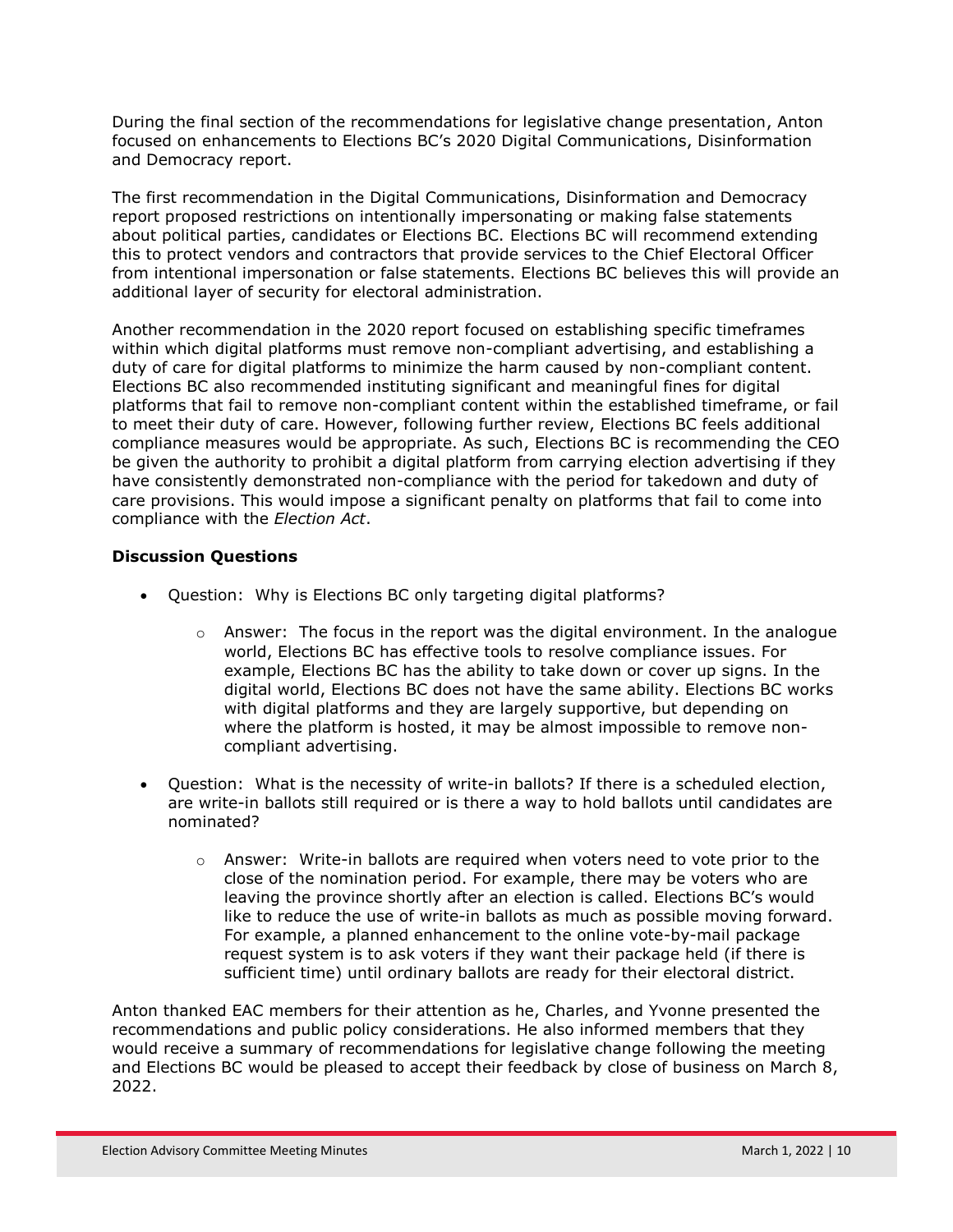During the final section of the recommendations for legislative change presentation, Anton focused on enhancements to Elections BC's 2020 Digital Communications, Disinformation and Democracy report.

The first recommendation in the Digital Communications, Disinformation and Democracy report proposed restrictions on intentionally impersonating or making false statements about political parties, candidates or Elections BC. Elections BC will recommend extending this to protect vendors and contractors that provide services to the Chief Electoral Officer from intentional impersonation or false statements. Elections BC believes this will provide an additional layer of security for electoral administration.

Another recommendation in the 2020 report focused on establishing specific timeframes within which digital platforms must remove non-compliant advertising, and establishing a duty of care for digital platforms to minimize the harm caused by non-compliant content. Elections BC also recommended instituting significant and meaningful fines for digital platforms that fail to remove non-compliant content within the established timeframe, or fail to meet their duty of care. However, following further review, Elections BC feels additional compliance measures would be appropriate. As such, Elections BC is recommending the CEO be given the authority to prohibit a digital platform from carrying election advertising if they have consistently demonstrated non-compliance with the period for takedown and duty of care provisions. This would impose a significant penalty on platforms that fail to come into compliance with the *Election Act*.

**Discussion Questions**

- Question: Why is Elections BC only targeting digital platforms?
    - Answer: The focus in the report was the digital environment. In the analogue world, Elections BC has effective tools to resolve compliance issues. For example, Elections BC has the ability to take down or cover up signs. In the digital world, Elections BC does not have the same ability. Elections BC works with digital platforms and they are largely supportive, but depending on where the platform is hosted, it may be almost impossible to remove non-compliant advertising.
- Question: What is the necessity of write-in ballots? If there is a scheduled election, are write-in ballots still required or is there a way to hold ballots until candidates are nominated?
    - Answer: Write-in ballots are required when voters need to vote prior to the close of the nomination period. For example, there may be voters who are leaving the province shortly after an election is called. Elections BC's would like to reduce the use of write-in ballots as much as possible moving forward. For example, a planned enhancement to the online vote-by-mail package request system is to ask voters if they want their package held (if there is sufficient time) until ordinary ballots are ready for their electoral district.

Anton thanked EAC members for their attention as he, Charles, and Yvonne presented the recommendations and public policy considerations. He also informed members that they would receive a summary of recommendations for legislative change following the meeting and Elections BC would be pleased to accept their feedback by close of business on March 8, 2022.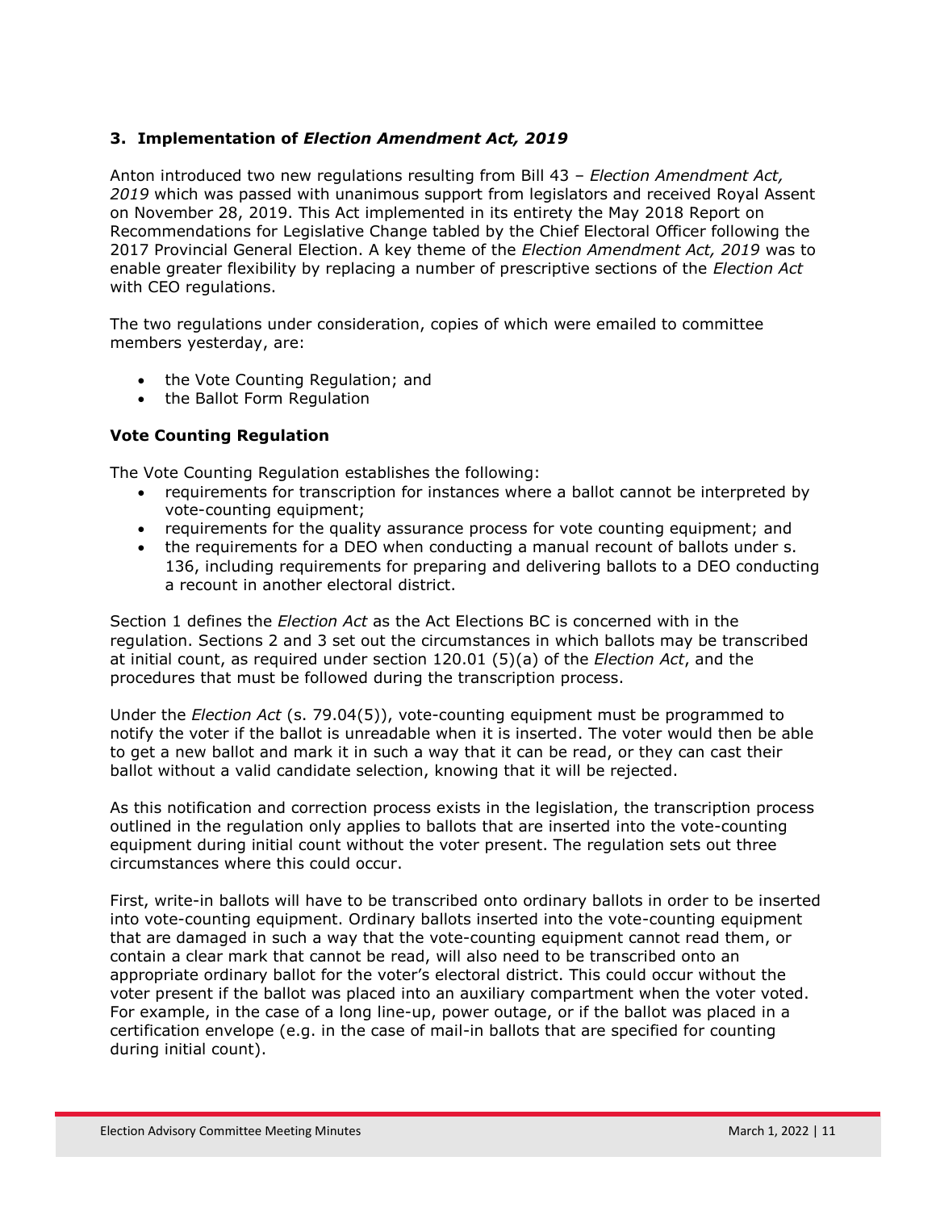### 3. Implementation of *Election Amendment Act, 2019*

Anton introduced two new regulations resulting from Bill 43 – *Election Amendment Act, 2019* which was passed with unanimous support from legislators and received Royal Assent on November 28, 2019. This Act implemented in its entirety the May 2018 Report on Recommendations for Legislative Change tabled by the Chief Electoral Officer following the 2017 Provincial General Election. A key theme of the *Election Amendment Act, 2019* was to enable greater flexibility by replacing a number of prescriptive sections of the *Election Act* with CEO regulations.

The two regulations under consideration, copies of which were emailed to committee members yesterday, are:

- the Vote Counting Regulation; and
- the Ballot Form Regulation

#### Vote Counting Regulation

The Vote Counting Regulation establishes the following:

- requirements for transcription for instances where a ballot cannot be interpreted by vote-counting equipment;
- requirements for the quality assurance process for vote counting equipment; and
- the requirements for a DEO when conducting a manual recount of ballots under s. 136, including requirements for preparing and delivering ballots to a DEO conducting a recount in another electoral district.

Section 1 defines the *Election Act* as the Act Elections BC is concerned with in the regulation. Sections 2 and 3 set out the circumstances in which ballots may be transcribed at initial count, as required under section 120.01 (5)(a) of the *Election Act*, and the procedures that must be followed during the transcription process.

Under the *Election Act* (s. 79.04(5)), vote-counting equipment must be programmed to notify the voter if the ballot is unreadable when it is inserted. The voter would then be able to get a new ballot and mark it in such a way that it can be read, or they can cast their ballot without a valid candidate selection, knowing that it will be rejected.

As this notification and correction process exists in the legislation, the transcription process outlined in the regulation only applies to ballots that are inserted into the vote-counting equipment during initial count without the voter present. The regulation sets out three circumstances where this could occur.

First, write-in ballots will have to be transcribed onto ordinary ballots in order to be inserted into vote-counting equipment. Ordinary ballots inserted into the vote-counting equipment that are damaged in such a way that the vote-counting equipment cannot read them, or contain a clear mark that cannot be read, will also need to be transcribed onto an appropriate ordinary ballot for the voter's electoral district. This could occur without the voter present if the ballot was placed into an auxiliary compartment when the voter voted. For example, in the case of a long line-up, power outage, or if the ballot was placed in a certification envelope (e.g. in the case of mail-in ballots that are specified for counting during initial count).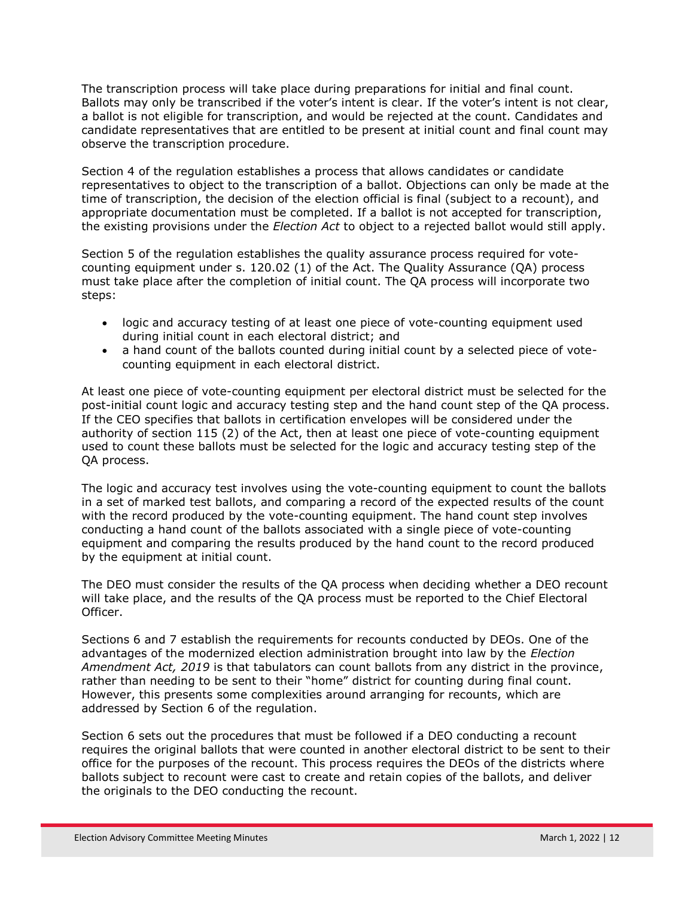The transcription process will take place during preparations for initial and final count. Ballots may only be transcribed if the voter's intent is clear. If the voter's intent is not clear, a ballot is not eligible for transcription, and would be rejected at the count. Candidates and candidate representatives that are entitled to be present at initial count and final count may observe the transcription procedure.

Section 4 of the regulation establishes a process that allows candidates or candidate representatives to object to the transcription of a ballot. Objections can only be made at the time of transcription, the decision of the election official is final (subject to a recount), and appropriate documentation must be completed. If a ballot is not accepted for transcription, the existing provisions under the *Election Act* to object to a rejected ballot would still apply.

Section 5 of the regulation establishes the quality assurance process required for vote-counting equipment under s. 120.02 (1) of the Act. The Quality Assurance (QA) process must take place after the completion of initial count. The QA process will incorporate two steps:

- logic and accuracy testing of at least one piece of vote-counting equipment used during initial count in each electoral district; and
- a hand count of the ballots counted during initial count by a selected piece of vote-counting equipment in each electoral district.

At least one piece of vote-counting equipment per electoral district must be selected for the post-initial count logic and accuracy testing step and the hand count step of the QA process. If the CEO specifies that ballots in certification envelopes will be considered under the authority of section 115 (2) of the Act, then at least one piece of vote-counting equipment used to count these ballots must be selected for the logic and accuracy testing step of the QA process.

The logic and accuracy test involves using the vote-counting equipment to count the ballots in a set of marked test ballots, and comparing a record of the expected results of the count with the record produced by the vote-counting equipment. The hand count step involves conducting a hand count of the ballots associated with a single piece of vote-counting equipment and comparing the results produced by the hand count to the record produced by the equipment at initial count.

The DEO must consider the results of the QA process when deciding whether a DEO recount will take place, and the results of the QA process must be reported to the Chief Electoral Officer.

Sections 6 and 7 establish the requirements for recounts conducted by DEOs. One of the advantages of the modernized election administration brought into law by the *Election Amendment Act, 2019* is that tabulators can count ballots from any district in the province, rather than needing to be sent to their "home" district for counting during final count. However, this presents some complexities around arranging for recounts, which are addressed by Section 6 of the regulation.

Section 6 sets out the procedures that must be followed if a DEO conducting a recount requires the original ballots that were counted in another electoral district to be sent to their office for the purposes of the recount. This process requires the DEOs of the districts where ballots subject to recount were cast to create and retain copies of the ballots, and deliver the originals to the DEO conducting the recount.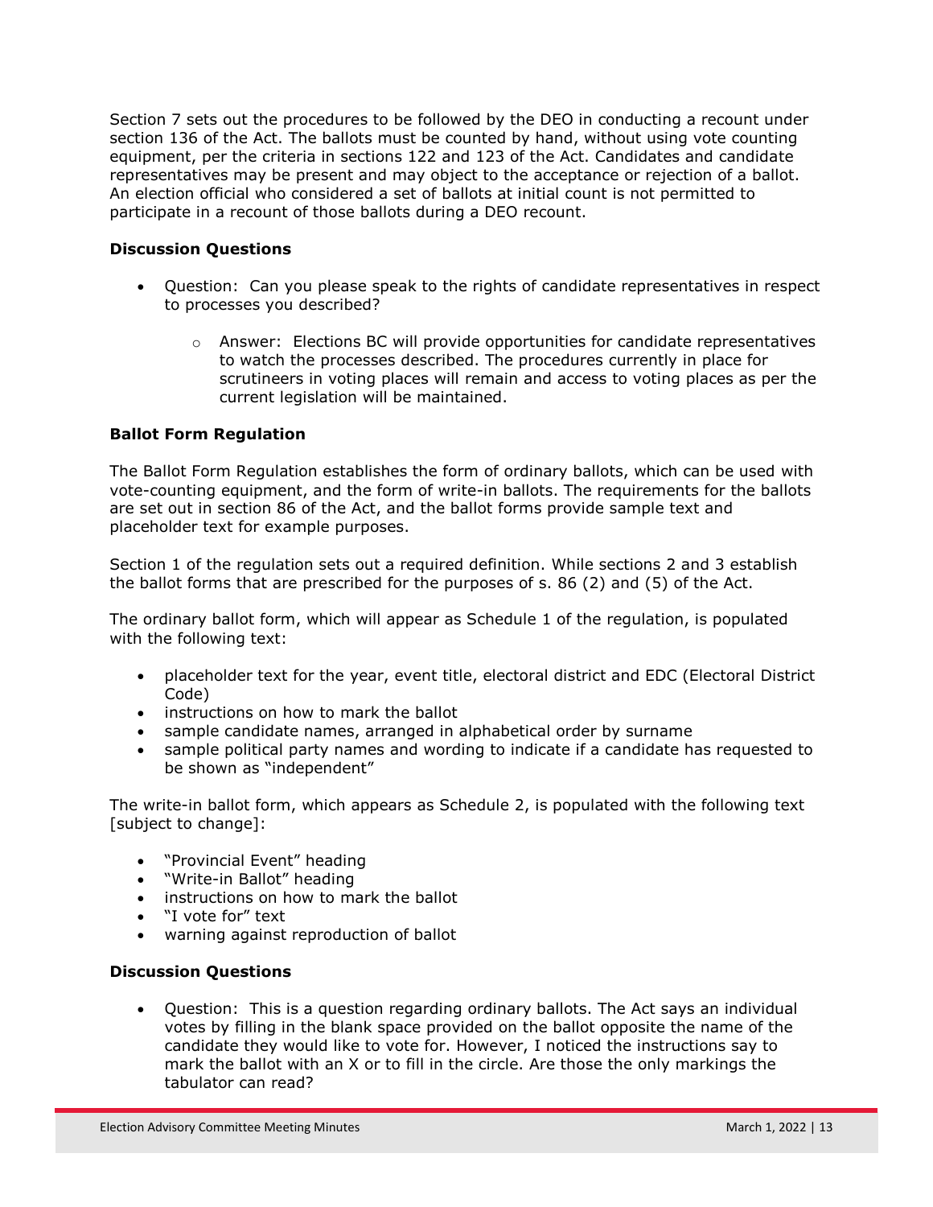Section 7 sets out the procedures to be followed by the DEO in conducting a recount under section 136 of the Act. The ballots must be counted by hand, without using vote counting equipment, per the criteria in sections 122 and 123 of the Act. Candidates and candidate representatives may be present and may object to the acceptance or rejection of a ballot. An election official who considered a set of ballots at initial count is not permitted to participate in a recount of those ballots during a DEO recount.

**Discussion Questions**

- Question: Can you please speak to the rights of candidate representatives in respect to processes you described?
    - Answer: Elections BC will provide opportunities for candidate representatives to watch the processes described. The procedures currently in place for scrutineers in voting places will remain and access to voting places as per the current legislation will be maintained.

**Ballot Form Regulation**

The Ballot Form Regulation establishes the form of ordinary ballots, which can be used with vote-counting equipment, and the form of write-in ballots. The requirements for the ballots are set out in section 86 of the Act, and the ballot forms provide sample text and placeholder text for example purposes.

Section 1 of the regulation sets out a required definition. While sections 2 and 3 establish the ballot forms that are prescribed for the purposes of s. 86 (2) and (5) of the Act.

The ordinary ballot form, which will appear as Schedule 1 of the regulation, is populated with the following text:

- placeholder text for the year, event title, electoral district and EDC (Electoral District Code)
- instructions on how to mark the ballot
- sample candidate names, arranged in alphabetical order by surname
- sample political party names and wording to indicate if a candidate has requested to be shown as "independent"

The write-in ballot form, which appears as Schedule 2, is populated with the following text [subject to change]:

- "Provincial Event" heading
- "Write-in Ballot" heading
- instructions on how to mark the ballot
- "I vote for" text
- warning against reproduction of ballot

**Discussion Questions**

- Question: This is a question regarding ordinary ballots. The Act says an individual votes by filling in the blank space provided on the ballot opposite the name of the candidate they would like to vote for. However, I noticed the instructions say to mark the ballot with an X or to fill in the circle. Are those the only markings the tabulator can read?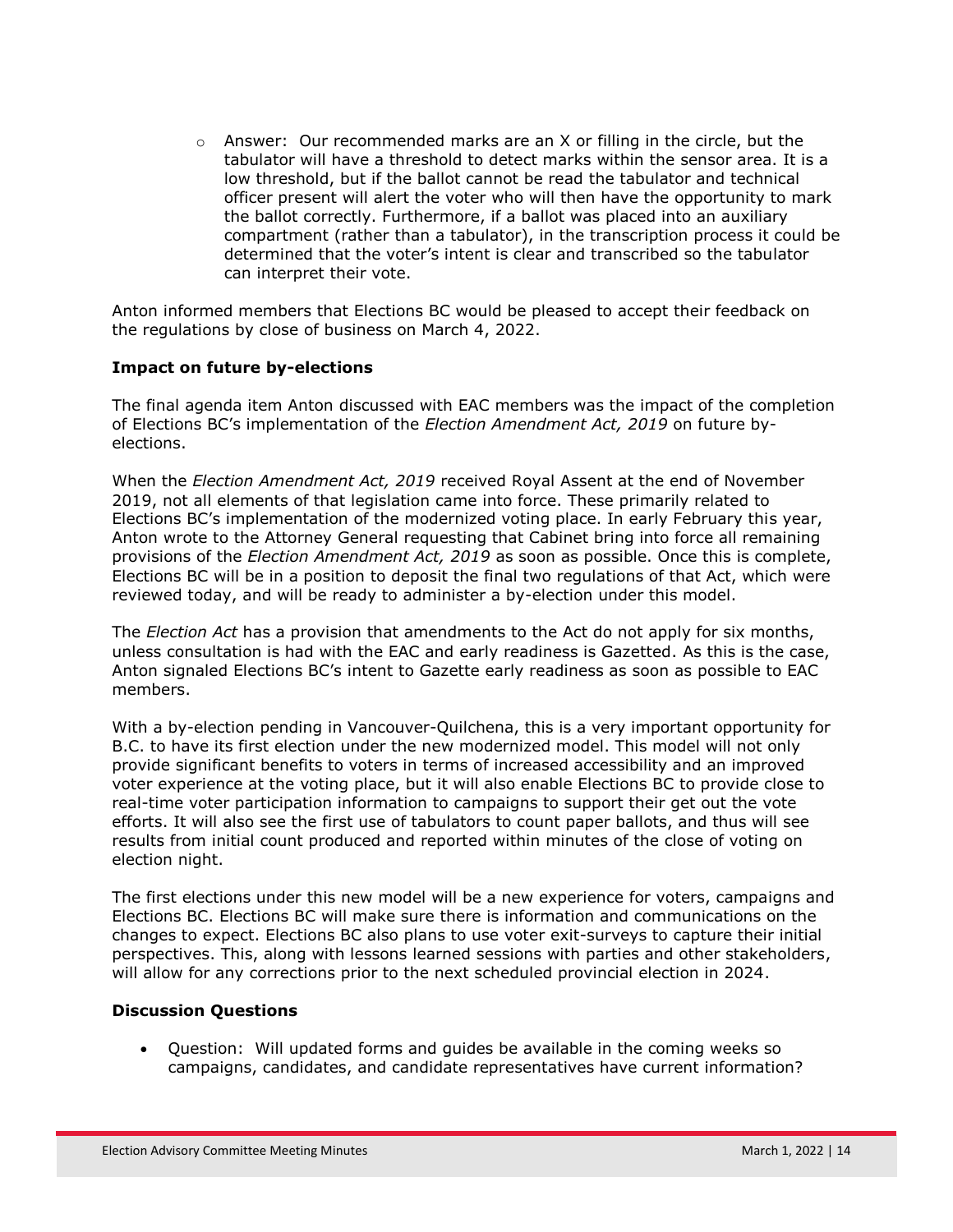- Answer: Our recommended marks are an X or filling in the circle, but the tabulator will have a threshold to detect marks within the sensor area. It is a low threshold, but if the ballot cannot be read the tabulator and technical officer present will alert the voter who will then have the opportunity to mark the ballot correctly. Furthermore, if a ballot was placed into an auxiliary compartment (rather than a tabulator), in the transcription process it could be determined that the voter's intent is clear and transcribed so the tabulator can interpret their vote.

Anton informed members that Elections BC would be pleased to accept their feedback on the regulations by close of business on March 4, 2022.

**Impact on future by-elections**

The final agenda item Anton discussed with EAC members was the impact of the completion of Elections BC's implementation of the *Election Amendment Act, 2019* on future by-elections.

When the *Election Amendment Act, 2019* received Royal Assent at the end of November 2019, not all elements of that legislation came into force. These primarily related to Elections BC's implementation of the modernized voting place. In early February this year, Anton wrote to the Attorney General requesting that Cabinet bring into force all remaining provisions of the *Election Amendment Act, 2019* as soon as possible. Once this is complete, Elections BC will be in a position to deposit the final two regulations of that Act, which were reviewed today, and will be ready to administer a by-election under this model.

The *Election Act* has a provision that amendments to the Act do not apply for six months, unless consultation is had with the EAC and early readiness is Gazetted. As this is the case, Anton signaled Elections BC's intent to Gazette early readiness as soon as possible to EAC members.

With a by-election pending in Vancouver-Quilchena, this is a very important opportunity for B.C. to have its first election under the new modernized model. This model will not only provide significant benefits to voters in terms of increased accessibility and an improved voter experience at the voting place, but it will also enable Elections BC to provide close to real-time voter participation information to campaigns to support their get out the vote efforts. It will also see the first use of tabulators to count paper ballots, and thus will see results from initial count produced and reported within minutes of the close of voting on election night.

The first elections under this new model will be a new experience for voters, campaigns and Elections BC. Elections BC will make sure there is information and communications on the changes to expect. Elections BC also plans to use voter exit-surveys to capture their initial perspectives. This, along with lessons learned sessions with parties and other stakeholders, will allow for any corrections prior to the next scheduled provincial election in 2024.

**Discussion Questions**

- Question: Will updated forms and guides be available in the coming weeks so campaigns, candidates, and candidate representatives have current information?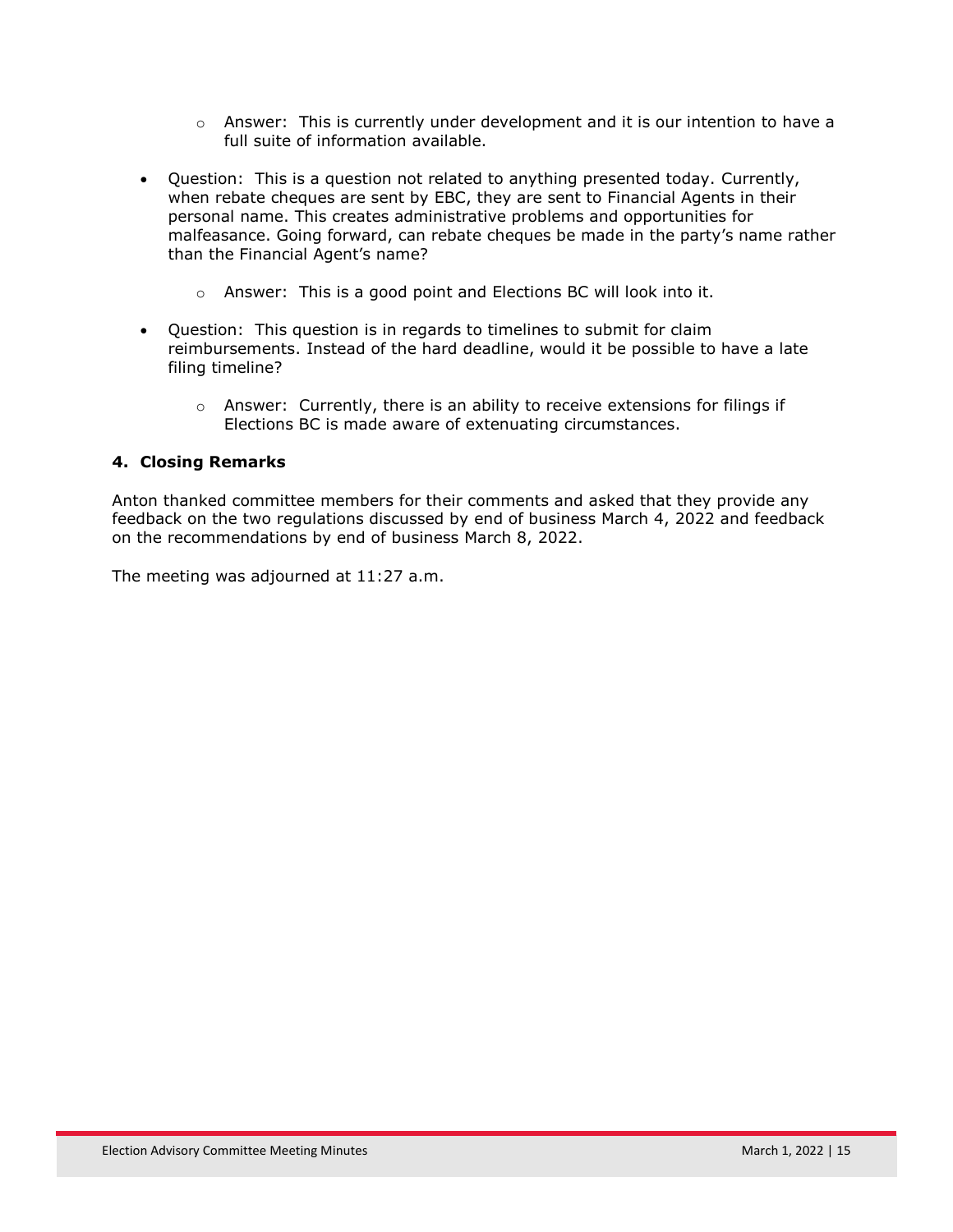- Answer: This is currently under development and it is our intention to have a full suite of information available.

- Question: This is a question not related to anything presented today. Currently, when rebate cheques are sent by EBC, they are sent to Financial Agents in their personal name. This creates administrative problems and opportunities for malfeasance. Going forward, can rebate cheques be made in the party's name rather than the Financial Agent's name?

  - Answer: This is a good point and Elections BC will look into it.

- Question: This question is in regards to timelines to submit for claim reimbursements. Instead of the hard deadline, would it be possible to have a late filing timeline?

  - Answer: Currently, there is an ability to receive extensions for filings if Elections BC is made aware of extenuating circumstances.

### 4. Closing Remarks

Anton thanked committee members for their comments and asked that they provide any feedback on the two regulations discussed by end of business March 4, 2022 and feedback on the recommendations by end of business March 8, 2022.

The meeting was adjourned at 11:27 a.m.